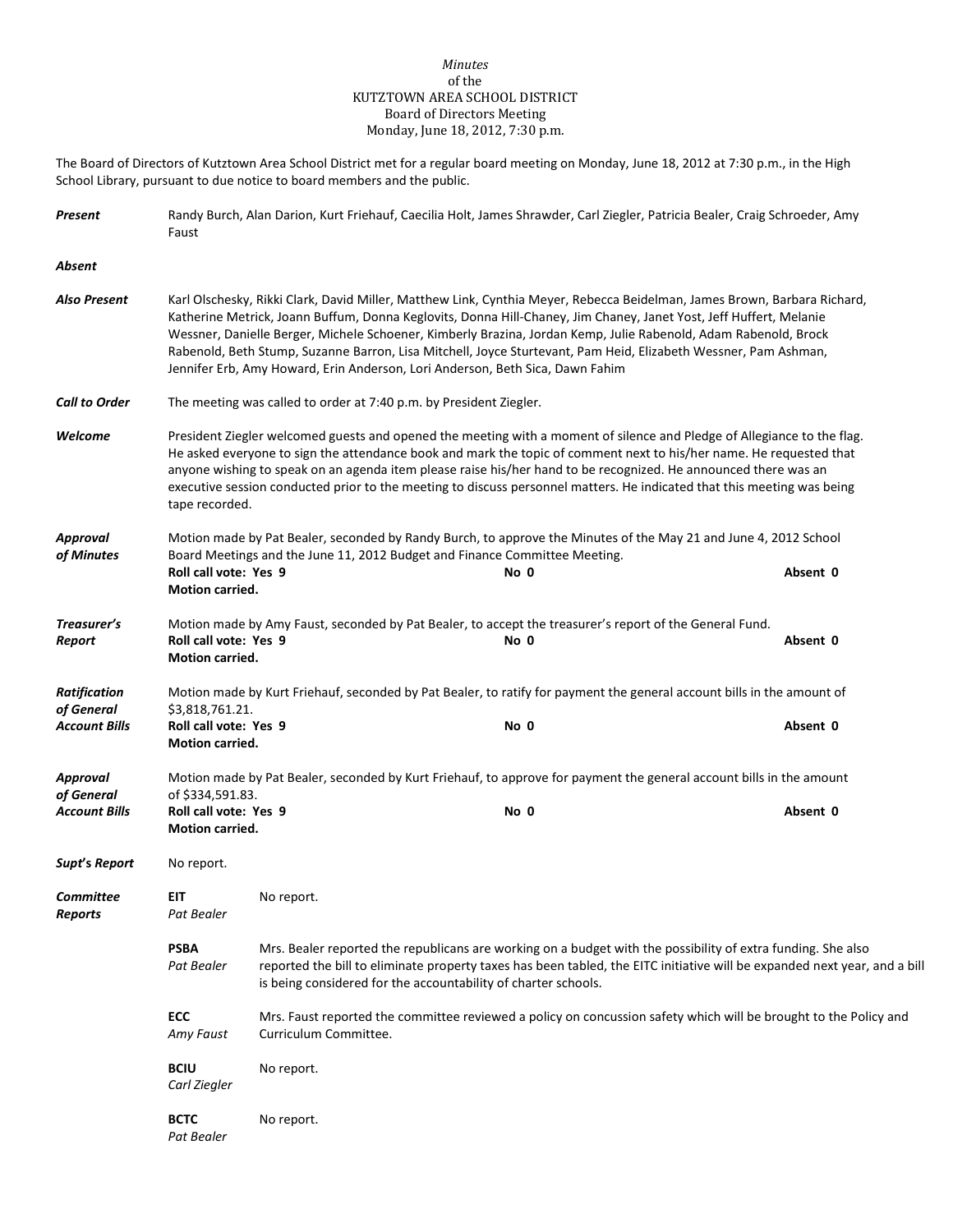*Minutes*
of the
KUTZTOWN AREA SCHOOL DISTRICT
Board of Directors Meeting
Monday, June 18, 2012, 7:30 p.m.

The Board of Directors of Kutztown Area School District met for a regular board meeting on Monday, June 18, 2012 at 7:30 p.m., in the High School Library, pursuant to due notice to board members and the public.

***Present*** Randy Burch, Alan Darion, Kurt Friehauf, Caecilia Holt, James Shrawder, Carl Ziegler, Patricia Bealer, Craig Schroeder, Amy Faust

***Absent***

***Also Present*** Karl Olschesky, Rikki Clark, David Miller, Matthew Link, Cynthia Meyer, Rebecca Beidelman, James Brown, Barbara Richard, Katherine Metrick, Joann Buffum, Donna Keglovits, Donna Hill-Chaney, Jim Chaney, Janet Yost, Jeff Huffert, Melanie Wessner, Danielle Berger, Michele Schoener, Kimberly Brazina, Jordan Kemp, Julie Rabenold, Adam Rabenold, Brock Rabenold, Beth Stump, Suzanne Barron, Lisa Mitchell, Joyce Sturtevant, Pam Heid, Elizabeth Wessner, Pam Ashman, Jennifer Erb, Amy Howard, Erin Anderson, Lori Anderson, Beth Sica, Dawn Fahim

***Call to Order*** The meeting was called to order at 7:40 p.m. by President Ziegler.

***Welcome*** President Ziegler welcomed guests and opened the meeting with a moment of silence and Pledge of Allegiance to the flag. He asked everyone to sign the attendance book and mark the topic of comment next to his/her name. He requested that anyone wishing to speak on an agenda item please raise his/her hand to be recognized. He announced there was an executive session conducted prior to the meeting to discuss personnel matters. He indicated that this meeting was being tape recorded.

***Approval of Minutes*** Motion made by Pat Bealer, seconded by Randy Burch, to approve the Minutes of the May 21 and June 4, 2012 School Board Meetings and the June 11, 2012 Budget and Finance Committee Meeting.
**Roll call vote: Yes 9** **No 0** **Absent 0**
**Motion carried.**

***Treasurer's Report*** Motion made by Amy Faust, seconded by Pat Bealer, to accept the treasurer's report of the General Fund.
**Roll call vote: Yes 9** **No 0** **Absent 0**
**Motion carried.**

***Ratification of General Account Bills*** Motion made by Kurt Friehauf, seconded by Pat Bealer, to ratify for payment the general account bills in the amount of $3,818,761.21.
**Roll call vote: Yes 9** **No 0** **Absent 0**
**Motion carried.**

***Approval of General Account Bills*** Motion made by Pat Bealer, seconded by Kurt Friehauf, to approve for payment the general account bills in the amount of $334,591.83.
**Roll call vote: Yes 9** **No 0** **Absent 0**
**Motion carried.**

***Supt's Report*** No report.

***Committee Reports***

**EIT** *Pat Bealer* No report.

**PSBA** *Pat Bealer* Mrs. Bealer reported the republicans are working on a budget with the possibility of extra funding. She also reported the bill to eliminate property taxes has been tabled, the EITC initiative will be expanded next year, and a bill is being considered for the accountability of charter schools.

**ECC** *Amy Faust* Mrs. Faust reported the committee reviewed a policy on concussion safety which will be brought to the Policy and Curriculum Committee.

**BCIU** *Carl Ziegler* No report.

**BCTC** *Pat Bealer* No report.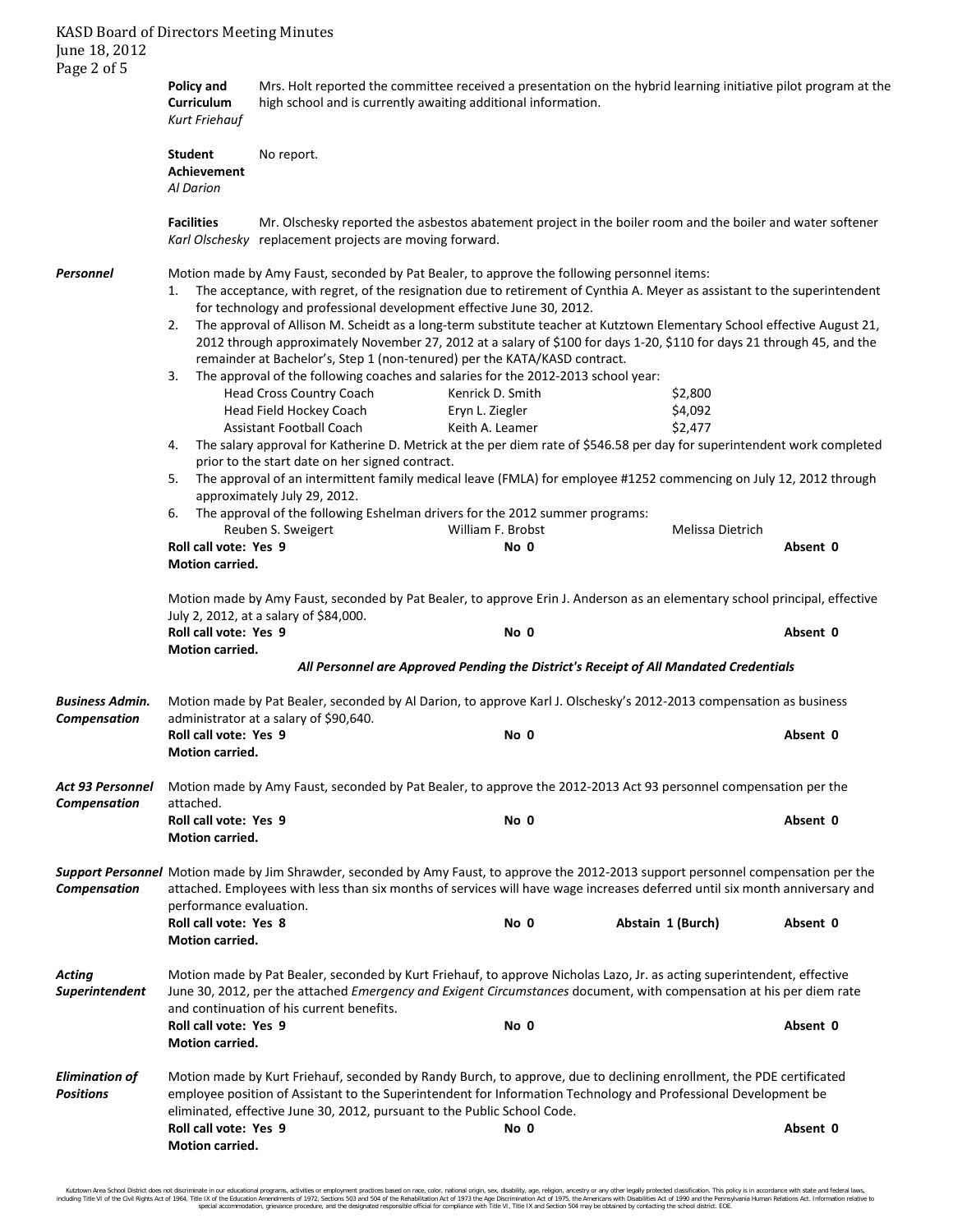**Policy and Curriculum** *Kurt Friehauf* — Mrs. Holt reported the committee received a presentation on the hybrid learning initiative pilot program at the high school and is currently awaiting additional information.

**Student Achievement** *Al Darion* — No report.

**Facilities** *Karl Olschesky* — Mr. Olschesky reported the asbestos abatement project in the boiler room and the boiler and water softener replacement projects are moving forward.

***Personnel***

Motion made by Amy Faust, seconded by Pat Bealer, to approve the following personnel items:

1. The acceptance, with regret, of the resignation due to retirement of Cynthia A. Meyer as assistant to the superintendent for technology and professional development effective June 30, 2012.
2. The approval of Allison M. Scheidt as a long-term substitute teacher at Kutztown Elementary School effective August 21, 2012 through approximately November 27, 2012 at a salary of $100 for days 1-20, $110 for days 21 through 45, and the remainder at Bachelor's, Step 1 (non-tenured) per the KATA/KASD contract.
3. The approval of the following coaches and salaries for the 2012-2013 school year:

| | | |
|---|---|---|
| Head Cross Country Coach | Kenrick D. Smith | $2,800 |
| Head Field Hockey Coach | Eryn L. Ziegler | $4,092 |
| Assistant Football Coach | Keith A. Leamer | $2,477 |

4. The salary approval for Katherine D. Metrick at the per diem rate of $546.58 per day for superintendent work completed prior to the start date on her signed contract.
5. The approval of an intermittent family medical leave (FMLA) for employee #1252 commencing on July 12, 2012 through approximately July 29, 2012.
6. The approval of the following Eshelman drivers for the 2012 summer programs:

| | | |
|---|---|---|
| Reuben S. Sweigert | William F. Brobst | Melissa Dietrich |

**Roll call vote: Yes 9** **No 0** **Absent 0**
**Motion carried.**

Motion made by Amy Faust, seconded by Pat Bealer, to approve Erin J. Anderson as an elementary school principal, effective July 2, 2012, at a salary of $84,000.

**Roll call vote: Yes 9** **No 0** **Absent 0**
**Motion carried.**

***All Personnel are Approved Pending the District's Receipt of All Mandated Credentials***

***Business Admin. Compensation***

Motion made by Pat Bealer, seconded by Al Darion, to approve Karl J. Olschesky's 2012-2013 compensation as business administrator at a salary of $90,640.

**Roll call vote: Yes 9** **No 0** **Absent 0**
**Motion carried.**

***Act 93 Personnel Compensation***

Motion made by Amy Faust, seconded by Pat Bealer, to approve the 2012-2013 Act 93 personnel compensation per the attached.

**Roll call vote: Yes 9** **No 0** **Absent 0**
**Motion carried.**

***Support Personnel Compensation***

Motion made by Jim Shrawder, seconded by Amy Faust, to approve the 2012-2013 support personnel compensation per the attached. Employees with less than six months of services will have wage increases deferred until six month anniversary and performance evaluation.

**Roll call vote: Yes 8** **No 0** **Abstain 1 (Burch)** **Absent 0**
**Motion carried.**

***Acting Superintendent***

Motion made by Pat Bealer, seconded by Kurt Friehauf, to approve Nicholas Lazo, Jr. as acting superintendent, effective June 30, 2012, per the attached *Emergency and Exigent Circumstances* document, with compensation at his per diem rate and continuation of his current benefits.

**Roll call vote: Yes 9** **No 0** **Absent 0**
**Motion carried.**

***Elimination of Positions***

Motion made by Kurt Friehauf, seconded by Randy Burch, to approve, due to declining enrollment, the PDE certificated employee position of Assistant to the Superintendent for Information Technology and Professional Development be eliminated, effective June 30, 2012, pursuant to the Public School Code.

**Roll call vote: Yes 9** **No 0** **Absent 0**
**Motion carried.**

Kutztown Area School District does not discriminate in our educational programs, activities or employment practices based on race, color, national origin, sex, disability, age, religion, ancestry or any other legally protected classification. This policy is in accordance with state and federal laws, including Title VI of the Civil Rights Act of 1964, Title IX of the Education Amendments of 1972, Sections 503 and 504 of the Rehabilitation Act of 1973 the Age Discrimination Act of 1975, the Americans with Disabilities Act of 1990 and the Pennsylvania Human Relations Act. Information relative to special accommodation, grievance procedure, and the designated responsible official for compliance with Title VI, Title IX and Section 504 may be obtained by contacting the school district. EOE.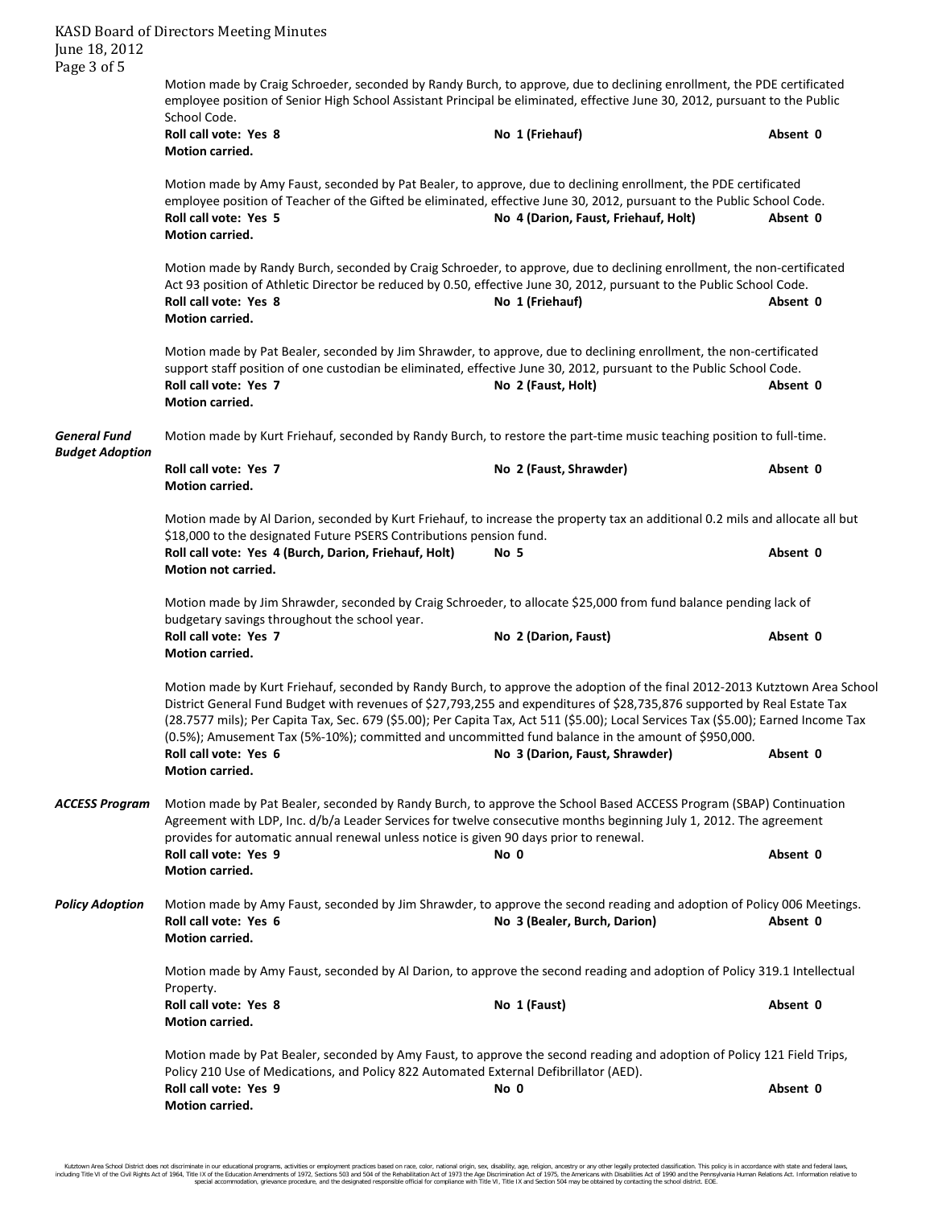Motion made by Craig Schroeder, seconded by Randy Burch, to approve, due to declining enrollment, the PDE certificated employee position of Senior High School Assistant Principal be eliminated, effective June 30, 2012, pursuant to the Public School Code.

**Roll call vote: Yes 8** | **No 1 (Friehauf)** | **Absent 0**

**Motion carried.**

Motion made by Amy Faust, seconded by Pat Bealer, to approve, due to declining enrollment, the PDE certificated employee position of Teacher of the Gifted be eliminated, effective June 30, 2012, pursuant to the Public School Code.

**Roll call vote: Yes 5** | **No 4 (Darion, Faust, Friehauf, Holt)** | **Absent 0**

**Motion carried.**

Motion made by Randy Burch, seconded by Craig Schroeder, to approve, due to declining enrollment, the non-certificated Act 93 position of Athletic Director be reduced by 0.50, effective June 30, 2012, pursuant to the Public School Code.

**Roll call vote: Yes 8** | **No 1 (Friehauf)** | **Absent 0**

**Motion carried.**

Motion made by Pat Bealer, seconded by Jim Shrawder, to approve, due to declining enrollment, the non-certificated support staff position of one custodian be eliminated, effective June 30, 2012, pursuant to the Public School Code.

**Roll call vote: Yes 7** | **No 2 (Faust, Holt)** | **Absent 0**

**Motion carried.**

***General Fund Budget Adoption***

Motion made by Kurt Friehauf, seconded by Randy Burch, to restore the part-time music teaching position to full-time.

**Roll call vote: Yes 7** | **No 2 (Faust, Shrawder)** | **Absent 0**

**Motion carried.**

Motion made by Al Darion, seconded by Kurt Friehauf, to increase the property tax an additional 0.2 mils and allocate all but $18,000 to the designated Future PSERS Contributions pension fund.

**Roll call vote: Yes 4 (Burch, Darion, Friehauf, Holt)** | **No 5** | **Absent 0**

**Motion not carried.**

Motion made by Jim Shrawder, seconded by Craig Schroeder, to allocate $25,000 from fund balance pending lack of budgetary savings throughout the school year.

**Roll call vote: Yes 7** | **No 2 (Darion, Faust)** | **Absent 0**

**Motion carried.**

Motion made by Kurt Friehauf, seconded by Randy Burch, to approve the adoption of the final 2012-2013 Kutztown Area School District General Fund Budget with revenues of $27,793,255 and expenditures of $28,735,876 supported by Real Estate Tax (28.7577 mils); Per Capita Tax, Sec. 679 ($5.00); Per Capita Tax, Act 511 ($5.00); Local Services Tax ($5.00); Earned Income Tax (0.5%); Amusement Tax (5%-10%); committed and uncommitted fund balance in the amount of $950,000.

**Roll call vote: Yes 6** | **No 3 (Darion, Faust, Shrawder)** | **Absent 0**

**Motion carried.**

***ACCESS Program***

Motion made by Pat Bealer, seconded by Randy Burch, to approve the School Based ACCESS Program (SBAP) Continuation Agreement with LDP, Inc. d/b/a Leader Services for twelve consecutive months beginning July 1, 2012. The agreement provides for automatic annual renewal unless notice is given 90 days prior to renewal.

**Roll call vote: Yes 9** | **No 0** | **Absent 0**

**Motion carried.**

***Policy Adoption***

Motion made by Amy Faust, seconded by Jim Shrawder, to approve the second reading and adoption of Policy 006 Meetings.

**Roll call vote: Yes 6** | **No 3 (Bealer, Burch, Darion)** | **Absent 0**

**Motion carried.**

Motion made by Amy Faust, seconded by Al Darion, to approve the second reading and adoption of Policy 319.1 Intellectual Property.

**Roll call vote: Yes 8** | **No 1 (Faust)** | **Absent 0**

**Motion carried.**

Motion made by Pat Bealer, seconded by Amy Faust, to approve the second reading and adoption of Policy 121 Field Trips, Policy 210 Use of Medications, and Policy 822 Automated External Defibrillator (AED).

**Roll call vote: Yes 9** | **No 0** | **Absent 0**

**Motion carried.**

Kutztown Area School District does not discriminate in our educational programs, activities or employment practices based on race, color, national origin, sex, disability, age, religion, ancestry or any other legally protected classification. This policy is in accordance with state and federal laws, including Title VI of the Civil Rights Act of 1964, Title IX of the Education Amendments of 1972, Sections 503 and 504 of the Rehabilitation Act of 1973 the Age Discrimination Act of 1975, the Americans with Disabilities Act of 1990 and the Pennsylvania Human Relations Act. Information relative to special accommodation, grievance procedure, and the designated responsible official for compliance with Title VI, Title IX and Section 504 may be obtained by contacting the school district. EOE.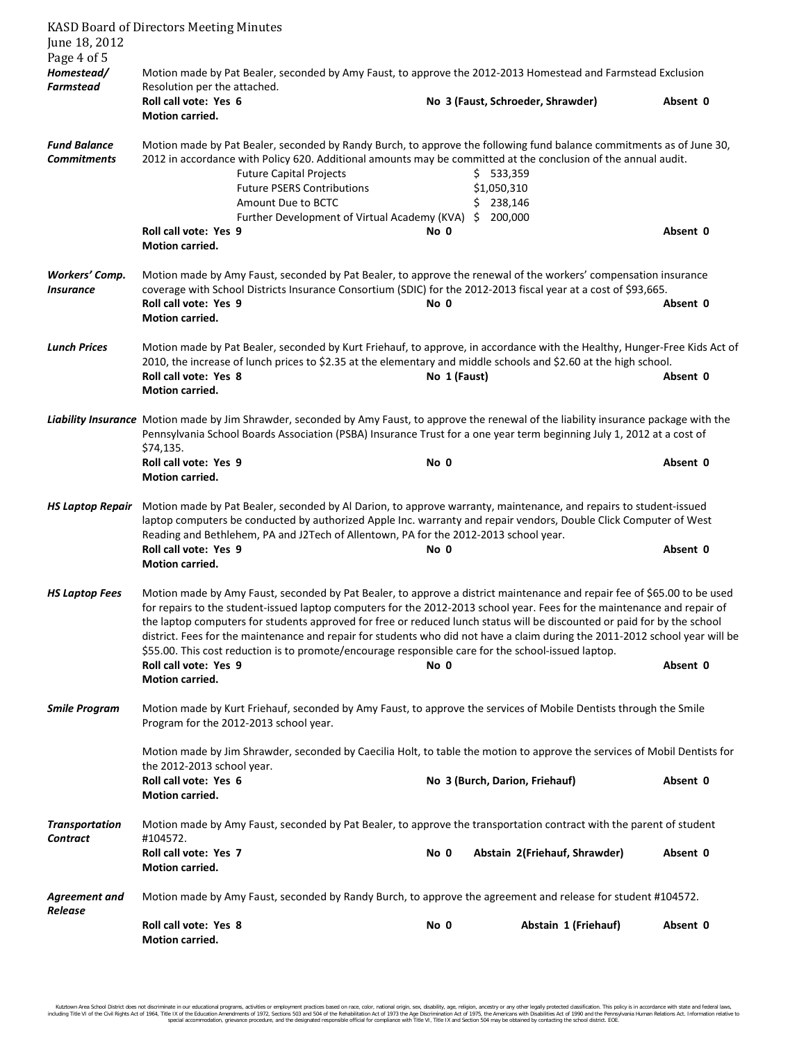***Homestead/ Farmstead***

Motion made by Pat Bealer, seconded by Amy Faust, to approve the 2012-2013 Homestead and Farmstead Exclusion Resolution per the attached.

**Roll call vote: Yes 6** **No 3 (Faust, Schroeder, Shrawder)** **Absent 0**
**Motion carried.**

***Fund Balance Commitments***

Motion made by Pat Bealer, seconded by Randy Burch, to approve the following fund balance commitments as of June 30, 2012 in accordance with Policy 620. Additional amounts may be committed at the conclusion of the annual audit.

| | |
|---|---|
| Future Capital Projects | $ 533,359 |
| Future PSERS Contributions | $1,050,310 |
| Amount Due to BCTC | $ 238,146 |
| Further Development of Virtual Academy (KVA) | $ 200,000 |

**Roll call vote: Yes 9** **No 0** **Absent 0**
**Motion carried.**

***Workers' Comp. Insurance***

Motion made by Amy Faust, seconded by Pat Bealer, to approve the renewal of the workers' compensation insurance coverage with School Districts Insurance Consortium (SDIC) for the 2012-2013 fiscal year at a cost of $93,665.

**Roll call vote: Yes 9** **No 0** **Absent 0**
**Motion carried.**

***Lunch Prices***

Motion made by Pat Bealer, seconded by Kurt Friehauf, to approve, in accordance with the Healthy, Hunger-Free Kids Act of 2010, the increase of lunch prices to $2.35 at the elementary and middle schools and $2.60 at the high school.

**Roll call vote: Yes 8** **No 1 (Faust)** **Absent 0**
**Motion carried.**

***Liability Insurance***

Motion made by Jim Shrawder, seconded by Amy Faust, to approve the renewal of the liability insurance package with the Pennsylvania School Boards Association (PSBA) Insurance Trust for a one year term beginning July 1, 2012 at a cost of $74,135.

**Roll call vote: Yes 9** **No 0** **Absent 0**
**Motion carried.**

***HS Laptop Repair***

Motion made by Pat Bealer, seconded by Al Darion, to approve warranty, maintenance, and repairs to student-issued laptop computers be conducted by authorized Apple Inc. warranty and repair vendors, Double Click Computer of West Reading and Bethlehem, PA and J2Tech of Allentown, PA for the 2012-2013 school year.

**Roll call vote: Yes 9** **No 0** **Absent 0**
**Motion carried.**

***HS Laptop Fees***

Motion made by Amy Faust, seconded by Pat Bealer, to approve a district maintenance and repair fee of $65.00 to be used for repairs to the student-issued laptop computers for the 2012-2013 school year. Fees for the maintenance and repair of the laptop computers for students approved for free or reduced lunch status will be discounted or paid for by the school district. Fees for the maintenance and repair for students who did not have a claim during the 2011-2012 school year will be $55.00. This cost reduction is to promote/encourage responsible care for the school-issued laptop.

**Roll call vote: Yes 9** **No 0** **Absent 0**
**Motion carried.**

***Smile Program***

Motion made by Kurt Friehauf, seconded by Amy Faust, to approve the services of Mobile Dentists through the Smile Program for the 2012-2013 school year.

Motion made by Jim Shrawder, seconded by Caecilia Holt, to table the motion to approve the services of Mobil Dentists for the 2012-2013 school year.

**Roll call vote: Yes 6** **No 3 (Burch, Darion, Friehauf)** **Absent 0**
**Motion carried.**

***Transportation Contract***

Motion made by Amy Faust, seconded by Pat Bealer, to approve the transportation contract with the parent of student #104572.

**Roll call vote: Yes 7** **No 0** **Abstain 2(Friehauf, Shrawder)** **Absent 0**
**Motion carried.**

***Agreement and Release***

Motion made by Amy Faust, seconded by Randy Burch, to approve the agreement and release for student #104572.

**Roll call vote: Yes 8** **No 0** **Abstain 1 (Friehauf)** **Absent 0**
**Motion carried.**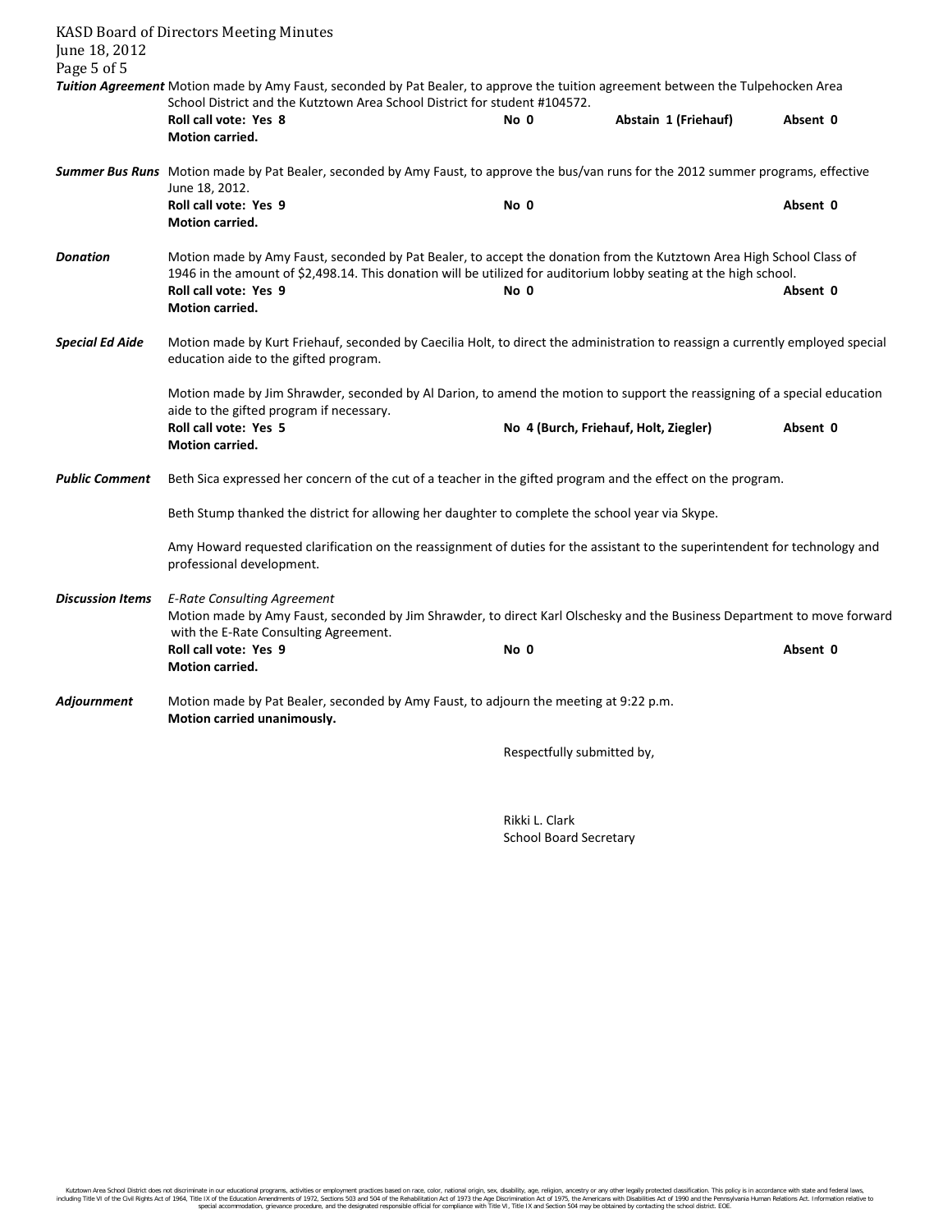***Tuition Agreement*** Motion made by Amy Faust, seconded by Pat Bealer, to approve the tuition agreement between the Tulpehocken Area School District and the Kutztown Area School District for student #104572.

**Roll call vote: Yes 8** **No 0** **Abstain 1 (Friehauf)** **Absent 0**
**Motion carried.**

***Summer Bus Runs*** Motion made by Pat Bealer, seconded by Amy Faust, to approve the bus/van runs for the 2012 summer programs, effective June 18, 2012.

**Roll call vote: Yes 9** **No 0** **Absent 0**
**Motion carried.**

***Donation*** Motion made by Amy Faust, seconded by Pat Bealer, to accept the donation from the Kutztown Area High School Class of 1946 in the amount of $2,498.14. This donation will be utilized for auditorium lobby seating at the high school.

**Roll call vote: Yes 9** **No 0** **Absent 0**
**Motion carried.**

***Special Ed Aide*** Motion made by Kurt Friehauf, seconded by Caecilia Holt, to direct the administration to reassign a currently employed special education aide to the gifted program.

Motion made by Jim Shrawder, seconded by Al Darion, to amend the motion to support the reassigning of a special education aide to the gifted program if necessary.

**Roll call vote: Yes 5** **No 4 (Burch, Friehauf, Holt, Ziegler)** **Absent 0**
**Motion carried.**

***Public Comment*** Beth Sica expressed her concern of the cut of a teacher in the gifted program and the effect on the program.

Beth Stump thanked the district for allowing her daughter to complete the school year via Skype.

Amy Howard requested clarification on the reassignment of duties for the assistant to the superintendent for technology and professional development.

***Discussion Items*** *E-Rate Consulting Agreement*

Motion made by Amy Faust, seconded by Jim Shrawder, to direct Karl Olschesky and the Business Department to move forward with the E-Rate Consulting Agreement.

**Roll call vote: Yes 9** **No 0** **Absent 0**
**Motion carried.**

***Adjournment*** Motion made by Pat Bealer, seconded by Amy Faust, to adjourn the meeting at 9:22 p.m.
**Motion carried unanimously.**

Respectfully submitted by,

Rikki L. Clark
School Board Secretary

Kutztown Area School District does not discriminate in our educational programs, activities or employment practices based on race, color, national origin, sex, disability, age, religion, ancestry or any other legally protected classification. This policy is in accordance with state and federal laws, including Title VI of the Civil Rights Act of 1964, Title IX of the Education Amendments of 1972, Sections 503 and 504 of the Rehabilitation Act of 1973 the Age Discrimination Act of 1975, the Americans with Disabilities Act of 1990 and the Pennsylvania Human Relations Act. Information relative to special accommodation, grievance procedure, and the designated responsible official for compliance with Title VI, Title IX and Section 504 may be obtained by contacting the school district. EOE.